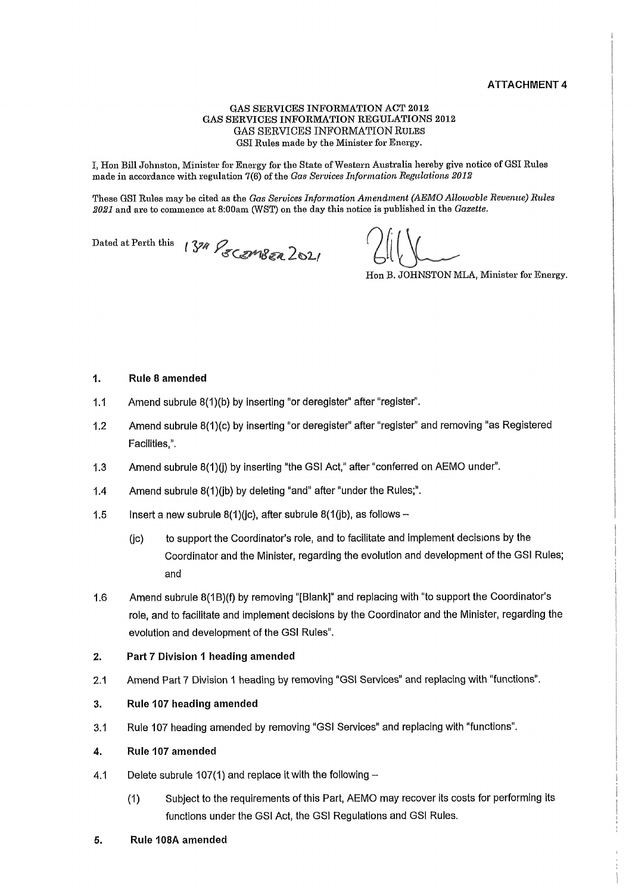**ATTACHMENT 4**

GAS SERVICES INFORMATION ACT 2012
GAS SERVICES INFORMATION REGULATIONS 2012
GAS SERVICES INFORMATION RULES
GSI Rules made by the Minister for Energy.

I, Hon Bill Johnston, Minister for Energy for the State of Western Australia hereby give notice of GSI Rules made in accordance with regulation 7(6) of the *Gas Services Information Regulations 2012*

These GSI Rules may be cited as the *Gas Services Information Amendment (AEMO Allowable Revenue) Rules 2021* and are to commence at 8:00am (WST) on the day this notice is published in the *Gazette*.

Dated at Perth this 13th December 2021

Hon B. JOHNSTON MLA, Minister for Energy.

## 1. Rule 8 amended

1.1 Amend subrule 8(1)(b) by inserting "or deregister" after "register".

1.2 Amend subrule 8(1)(c) by inserting "or deregister" after "register" and removing "as Registered Facilities,".

1.3 Amend subrule 8(1)(j) by inserting "the GSI Act," after "conferred on AEMO under".

1.4 Amend subrule 8(1)(jb) by deleting "and" after "under the Rules;".

1.5 Insert a new subrule 8(1)(jc), after subrule 8(1(jb), as follows –

> (jc) to support the Coordinator's role, and to facilitate and implement decisions by the Coordinator and the Minister, regarding the evolution and development of the GSI Rules; and

1.6 Amend subrule 8(1B)(f) by removing "[Blank]" and replacing with "to support the Coordinator's role, and to facilitate and implement decisions by the Coordinator and the Minister, regarding the evolution and development of the GSI Rules".

## 2. Part 7 Division 1 heading amended

2.1 Amend Part 7 Division 1 heading by removing "GSI Services" and replacing with "functions".

## 3. Rule 107 heading amended

3.1 Rule 107 heading amended by removing "GSI Services" and replacing with "functions".

## 4. Rule 107 amended

4.1 Delete subrule 107(1) and replace it with the following –

> (1) Subject to the requirements of this Part, AEMO may recover its costs for performing its functions under the GSI Act, the GSI Regulations and GSI Rules.

## 5. Rule 108A amended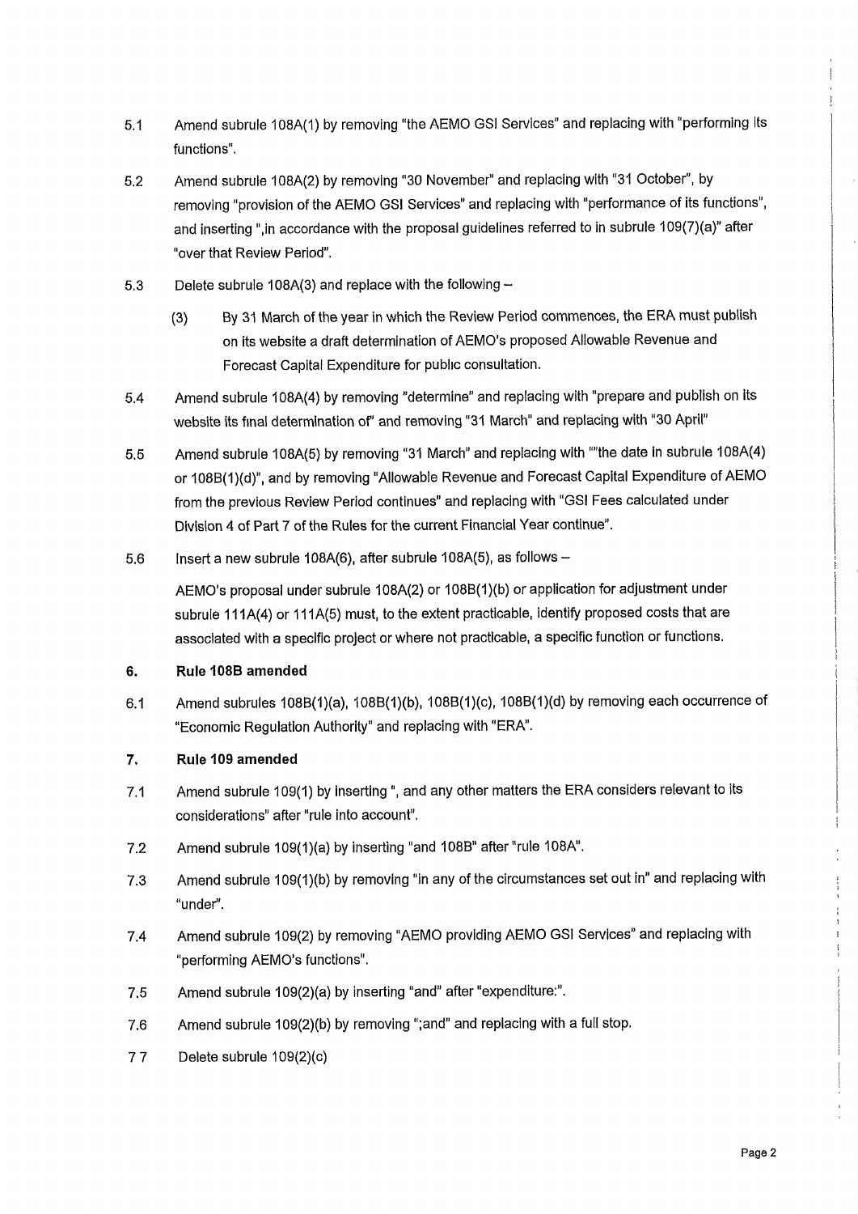5.1 Amend subrule 108A(1) by removing "the AEMO GSI Services" and replacing with "performing its functions".

5.2 Amend subrule 108A(2) by removing "30 November" and replacing with "31 October", by removing "provision of the AEMO GSI Services" and replacing with "performance of its functions", and inserting ",in accordance with the proposal guidelines referred to in subrule 109(7)(a)" after "over that Review Period".

5.3 Delete subrule 108A(3) and replace with the following –

> (3) By 31 March of the year in which the Review Period commences, the ERA must publish on its website a draft determination of AEMO's proposed Allowable Revenue and Forecast Capital Expenditure for public consultation.

5.4 Amend subrule 108A(4) by removing "determine" and replacing with "prepare and publish on its website its final determination of" and removing "31 March" and replacing with "30 April"

5.5 Amend subrule 108A(5) by removing "31 March" and replacing with ""the date in subrule 108A(4) or 108B(1)(d)", and by removing "Allowable Revenue and Forecast Capital Expenditure of AEMO from the previous Review Period continues" and replacing with "GSI Fees calculated under Division 4 of Part 7 of the Rules for the current Financial Year continue".

5.6 Insert a new subrule 108A(6), after subrule 108A(5), as follows –

AEMO's proposal under subrule 108A(2) or 108B(1)(b) or application for adjustment under subrule 111A(4) or 111A(5) must, to the extent practicable, identify proposed costs that are associated with a specific project or where not practicable, a specific function or functions.

**6. Rule 108B amended**

6.1 Amend subrules 108B(1)(a), 108B(1)(b), 108B(1)(c), 108B(1)(d) by removing each occurrence of "Economic Regulation Authority" and replacing with "ERA".

**7. Rule 109 amended**

7.1 Amend subrule 109(1) by inserting ", and any other matters the ERA considers relevant to its considerations" after "rule into account".

7.2 Amend subrule 109(1)(a) by inserting "and 108B" after "rule 108A".

7.3 Amend subrule 109(1)(b) by removing "in any of the circumstances set out in" and replacing with "under".

7.4 Amend subrule 109(2) by removing "AEMO providing AEMO GSI Services" and replacing with "performing AEMO's functions".

7.5 Amend subrule 109(2)(a) by inserting "and" after "expenditure:".

7.6 Amend subrule 109(2)(b) by removing ";and" and replacing with a full stop.

7.7 Delete subrule 109(2)(c)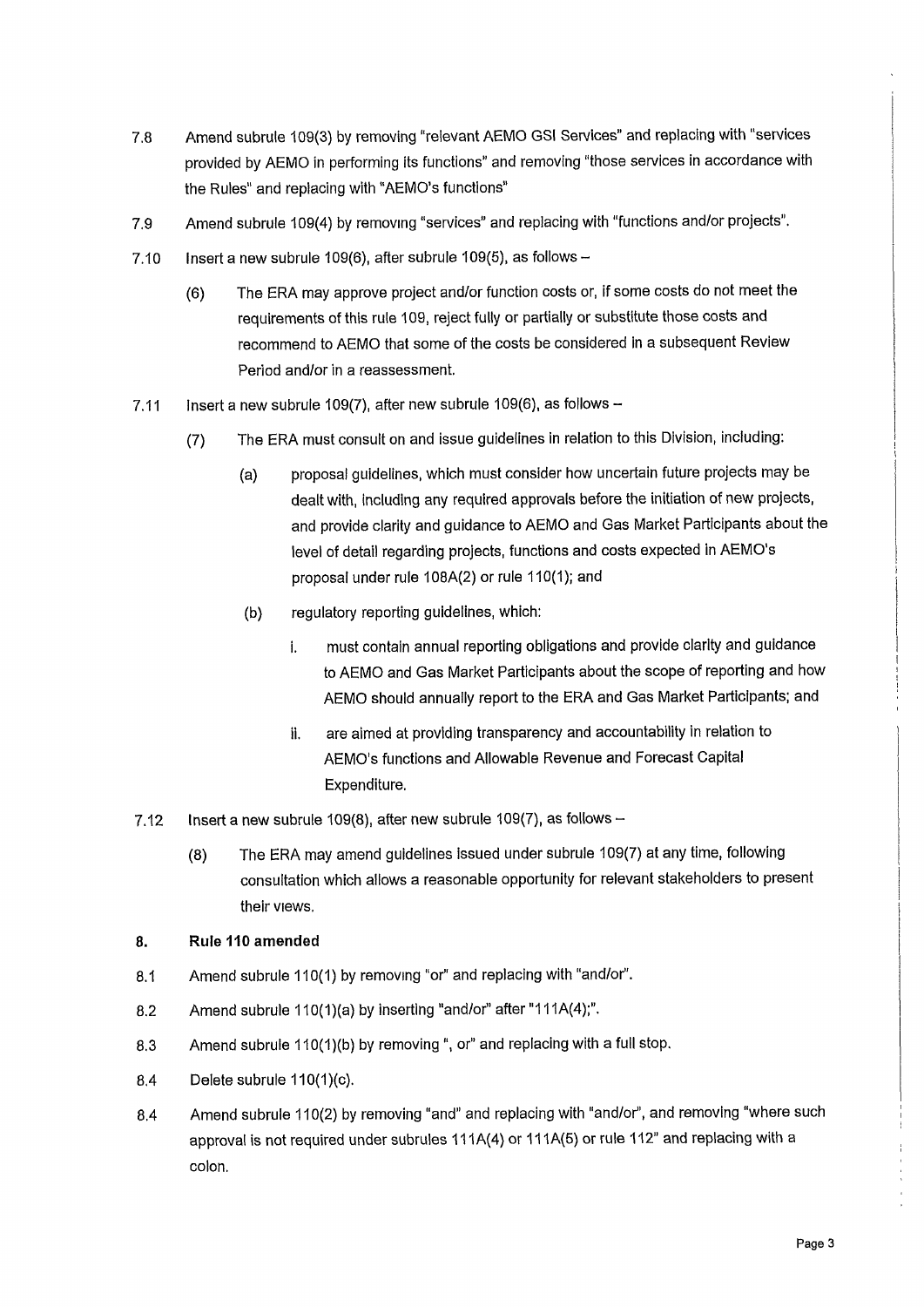7.8 Amend subrule 109(3) by removing "relevant AEMO GSI Services" and replacing with "services provided by AEMO in performing its functions" and removing "those services in accordance with the Rules" and replacing with "AEMO's functions"

7.9 Amend subrule 109(4) by removing "services" and replacing with "functions and/or projects".

7.10 Insert a new subrule 109(6), after subrule 109(5), as follows –

> (6) The ERA may approve project and/or function costs or, if some costs do not meet the requirements of this rule 109, reject fully or partially or substitute those costs and recommend to AEMO that some of the costs be considered in a subsequent Review Period and/or in a reassessment.

7.11 Insert a new subrule 109(7), after new subrule 109(6), as follows –

> (7) The ERA must consult on and issue guidelines in relation to this Division, including:
>
> > (a) proposal guidelines, which must consider how uncertain future projects may be dealt with, including any required approvals before the initiation of new projects, and provide clarity and guidance to AEMO and Gas Market Participants about the level of detail regarding projects, functions and costs expected in AEMO's proposal under rule 108A(2) or rule 110(1); and
> >
> > (b) regulatory reporting guidelines, which:
> >
> > > i. must contain annual reporting obligations and provide clarity and guidance to AEMO and Gas Market Participants about the scope of reporting and how AEMO should annually report to the ERA and Gas Market Participants; and
> > >
> > > ii. are aimed at providing transparency and accountability in relation to AEMO's functions and Allowable Revenue and Forecast Capital Expenditure.

7.12 Insert a new subrule 109(8), after new subrule 109(7), as follows –

> (8) The ERA may amend guidelines issued under subrule 109(7) at any time, following consultation which allows a reasonable opportunity for relevant stakeholders to present their views.

## 8. Rule 110 amended

8.1 Amend subrule 110(1) by removing "or" and replacing with "and/or".

8.2 Amend subrule 110(1)(a) by inserting "and/or" after "111A(4);".

8.3 Amend subrule 110(1)(b) by removing ", or" and replacing with a full stop.

8.4 Delete subrule 110(1)(c).

8.4 Amend subrule 110(2) by removing "and" and replacing with "and/or", and removing "where such approval is not required under subrules 111A(4) or 111A(5) or rule 112" and replacing with a colon.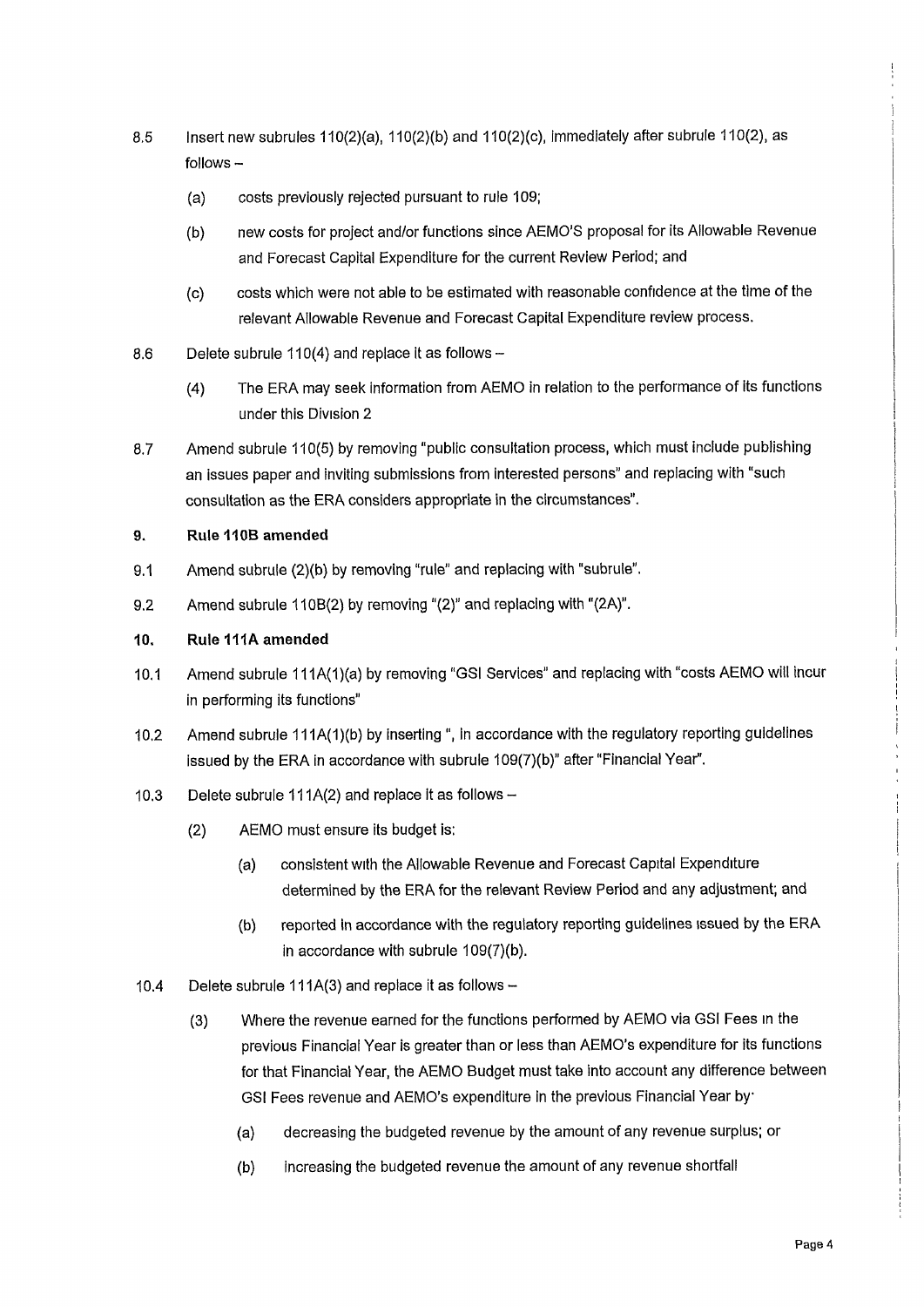8.5 Insert new subrules 110(2)(a), 110(2)(b) and 110(2)(c), immediately after subrule 110(2), as follows –

(a) costs previously rejected pursuant to rule 109;

(b) new costs for project and/or functions since AEMO'S proposal for its Allowable Revenue and Forecast Capital Expenditure for the current Review Period; and

(c) costs which were not able to be estimated with reasonable confidence at the time of the relevant Allowable Revenue and Forecast Capital Expenditure review process.

8.6 Delete subrule 110(4) and replace it as follows –

(4) The ERA may seek information from AEMO in relation to the performance of its functions under this Division 2

8.7 Amend subrule 110(5) by removing "public consultation process, which must include publishing an issues paper and inviting submissions from interested persons" and replacing with "such consultation as the ERA considers appropriate in the circumstances".

**9. Rule 110B amended**

9.1 Amend subrule (2)(b) by removing "rule" and replacing with "subrule".

9.2 Amend subrule 110B(2) by removing "(2)" and replacing with "(2A)".

**10. Rule 111A amended**

10.1 Amend subrule 111A(1)(a) by removing "GSI Services" and replacing with "costs AEMO will incur in performing its functions"

10.2 Amend subrule 111A(1)(b) by inserting ", in accordance with the regulatory reporting guidelines issued by the ERA in accordance with subrule 109(7)(b)" after "Financial Year".

10.3 Delete subrule 111A(2) and replace it as follows –

(2) AEMO must ensure its budget is:

(a) consistent with the Allowable Revenue and Forecast Capital Expenditure determined by the ERA for the relevant Review Period and any adjustment; and

(b) reported in accordance with the regulatory reporting guidelines issued by the ERA in accordance with subrule 109(7)(b).

10.4 Delete subrule 111A(3) and replace it as follows –

(3) Where the revenue earned for the functions performed by AEMO via GSI Fees in the previous Financial Year is greater than or less than AEMO's expenditure for its functions for that Financial Year, the AEMO Budget must take into account any difference between GSI Fees revenue and AEMO's expenditure in the previous Financial Year by:

(a) decreasing the budgeted revenue by the amount of any revenue surplus; or

(b) increasing the budgeted revenue the amount of any revenue shortfall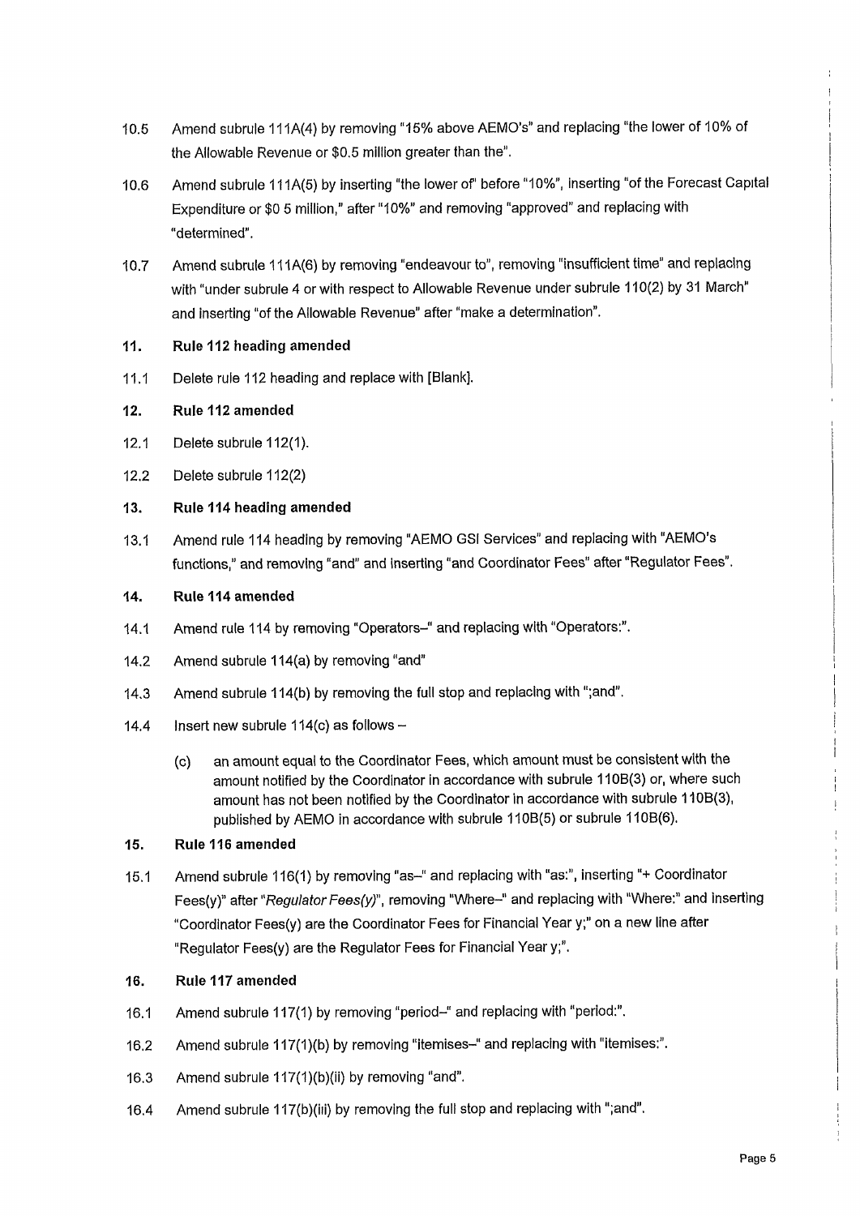10.5 Amend subrule 111A(4) by removing "15% above AEMO's" and replacing "the lower of 10% of the Allowable Revenue or $0.5 million greater than the".

10.6 Amend subrule 111A(5) by inserting "the lower of" before "10%", inserting "of the Forecast Capital Expenditure or $0 5 million," after "10%" and removing "approved" and replacing with "determined".

10.7 Amend subrule 111A(6) by removing "endeavour to", removing "insufficient time" and replacing with "under subrule 4 or with respect to Allowable Revenue under subrule 110(2) by 31 March" and inserting "of the Allowable Revenue" after "make a determination".

**11. Rule 112 heading amended**

11.1 Delete rule 112 heading and replace with [Blank].

**12. Rule 112 amended**

12.1 Delete subrule 112(1).

12.2 Delete subrule 112(2)

**13. Rule 114 heading amended**

13.1 Amend rule 114 heading by removing "AEMO GSI Services" and replacing with "AEMO's functions," and removing "and" and inserting "and Coordinator Fees" after "Regulator Fees".

**14. Rule 114 amended**

14.1 Amend rule 114 by removing "Operators–" and replacing with "Operators:".

14.2 Amend subrule 114(a) by removing "and"

14.3 Amend subrule 114(b) by removing the full stop and replacing with ";and".

14.4 Insert new subrule 114(c) as follows –

> (c) an amount equal to the Coordinator Fees, which amount must be consistent with the amount notified by the Coordinator in accordance with subrule 110B(3) or, where such amount has not been notified by the Coordinator in accordance with subrule 110B(3), published by AEMO in accordance with subrule 110B(5) or subrule 110B(6).

**15. Rule 116 amended**

15.1 Amend subrule 116(1) by removing "as–" and replacing with "as:", inserting "+ Coordinator Fees(y)" after "*Regulator Fees(y)*", removing "Where–" and replacing with "Where:" and inserting "Coordinator Fees(y) are the Coordinator Fees for Financial Year y;" on a new line after "Regulator Fees(y) are the Regulator Fees for Financial Year y;".

**16. Rule 117 amended**

16.1 Amend subrule 117(1) by removing "period–" and replacing with "period:".

16.2 Amend subrule 117(1)(b) by removing "itemises–" and replacing with "itemises:".

16.3 Amend subrule 117(1)(b)(ii) by removing "and".

16.4 Amend subrule 117(b)(iii) by removing the full stop and replacing with ";and".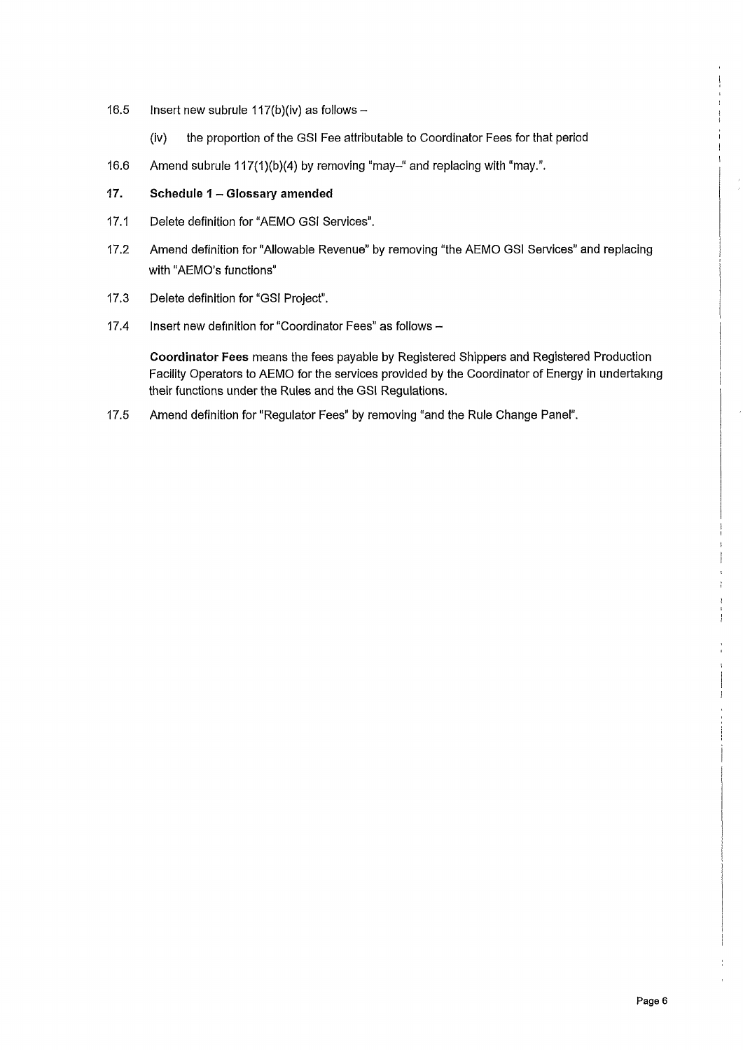16.5 Insert new subrule 117(b)(iv) as follows –

(iv) the proportion of the GSI Fee attributable to Coordinator Fees for that period

16.6 Amend subrule 117(1)(b)(4) by removing "may–" and replacing with "may.".

**17. Schedule 1 – Glossary amended**

17.1 Delete definition for "AEMO GSI Services".

17.2 Amend definition for "Allowable Revenue" by removing "the AEMO GSI Services" and replacing with "AEMO's functions"

17.3 Delete definition for "GSI Project".

17.4 Insert new definition for "Coordinator Fees" as follows –

**Coordinator Fees** means the fees payable by Registered Shippers and Registered Production Facility Operators to AEMO for the services provided by the Coordinator of Energy in undertaking their functions under the Rules and the GSI Regulations.

17.5 Amend definition for "Regulator Fees" by removing "and the Rule Change Panel".